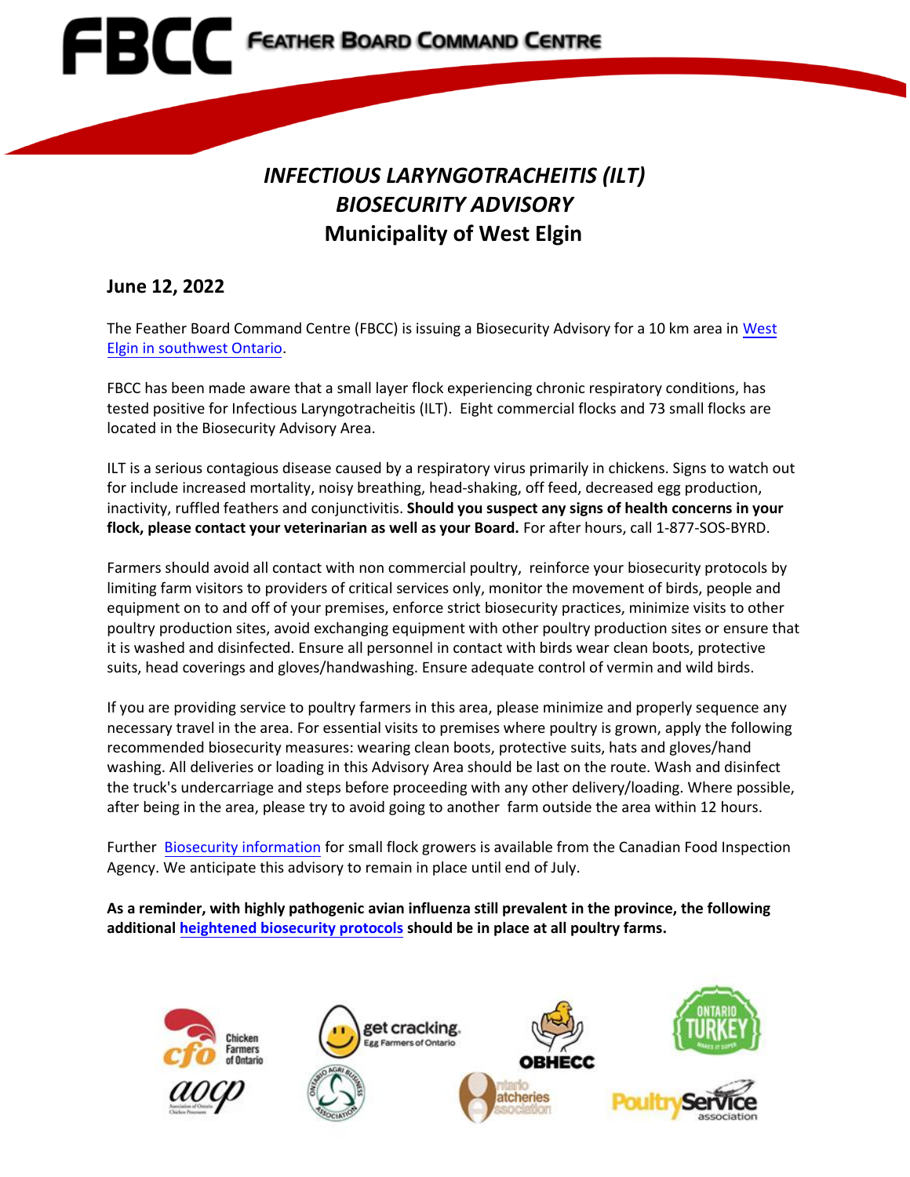# FBCC FEATHER BOARD COMMAND CENTRE

## *INFECTIOUS LARYNGOTRACHEITIS (ILT) BIOSECURITY ADVISORY*

## Municipality of West Elgin

### June 12, 2022

The Feather Board Command Centre (FBCC) is issuing a Biosecurity Advisory for a 10 km area in West Elgin in southwest Ontario.

FBCC has been made aware that a small layer flock experiencing chronic respiratory conditions, has tested positive for Infectious Laryngotracheitis (ILT). Eight commercial flocks and 73 small flocks are located in the Biosecurity Advisory Area.

ILT is a serious contagious disease caused by a respiratory virus primarily in chickens. Signs to watch out for include increased mortality, noisy breathing, head-shaking, off feed, decreased egg production, inactivity, ruffled feathers and conjunctivitis. **Should you suspect any signs of health concerns in your flock, please contact your veterinarian as well as your Board.** For after hours, call 1-877-SOS-BYRD.

Farmers should avoid all contact with non commercial poultry, reinforce your biosecurity protocols by limiting farm visitors to providers of critical services only, monitor the movement of birds, people and equipment on to and off of your premises, enforce strict biosecurity practices, minimize visits to other poultry production sites, avoid exchanging equipment with other poultry production sites or ensure that it is washed and disinfected. Ensure all personnel in contact with birds wear clean boots, protective suits, head coverings and gloves/handwashing. Ensure adequate control of vermin and wild birds.

If you are providing service to poultry farmers in this area, please minimize and properly sequence any necessary travel in the area. For essential visits to premises where poultry is grown, apply the following recommended biosecurity measures: wearing clean boots, protective suits, hats and gloves/hand washing. All deliveries or loading in this Advisory Area should be last on the route. Wash and disinfect the truck's undercarriage and steps before proceeding with any other delivery/loading. Where possible, after being in the area, please try to avoid going to another farm outside the area within 12 hours.

Further Biosecurity information for small flock growers is available from the Canadian Food Inspection Agency. We anticipate this advisory to remain in place until end of July.

**As a reminder, with highly pathogenic avian influenza still prevalent in the province, the following additional heightened biosecurity protocols should be in place at all poultry farms.**

Chicken Farmers of Ontario | get cracking. Egg Farmers of Ontario | OBHECC | Ontario Turkey | aocp Association of Ontario Chicken Processors | Ontario Agri Business Association | Ontario Hatcheries Association | Poultry Service association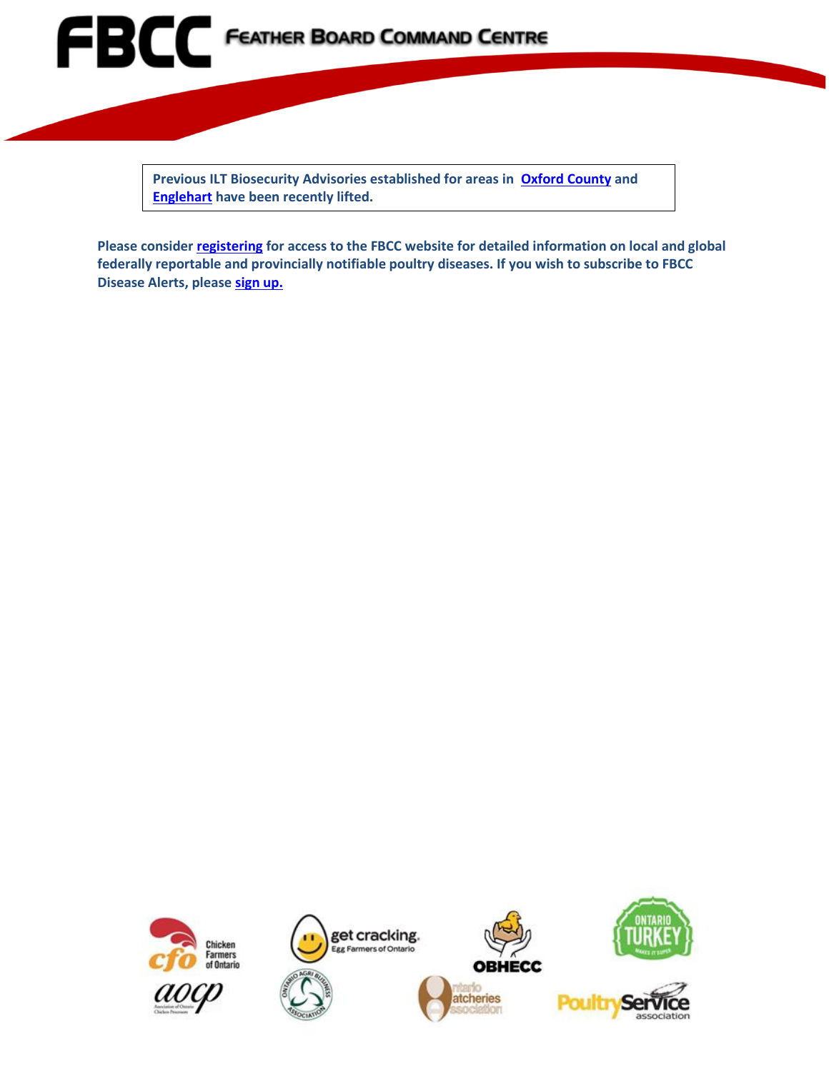**Previous ILT Biosecurity Advisories established for areas in Oxford County and Englehart have been recently lifted.**

**Please consider registering for access to the FBCC website for detailed information on local and global federally reportable and provincially notifiable poultry diseases. If you wish to subscribe to FBCC Disease Alerts, please sign up.**